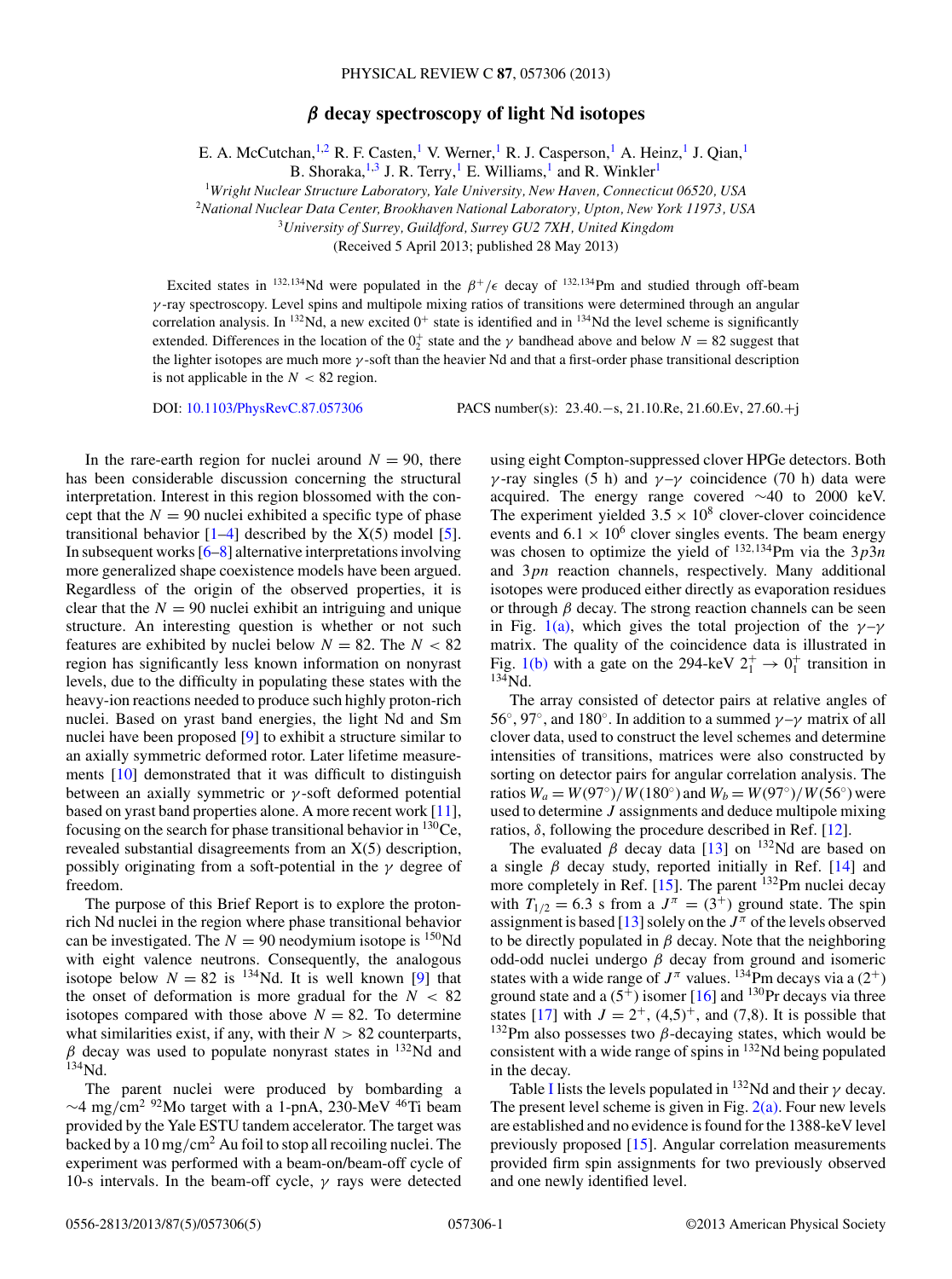# $\beta$ decay spectroscopy of light Nd isotopes

E. A. McCutchan,[1,2] R. F. Casten,[1] V. Werner,[1] R. J. Casperson,[1] A. Heinz,[1] J. Qian,[1] B. Shoraka,[1,3] J. R. Terry,[1] E. Williams,[1] and R. Winkler[1]

[1]*Wright Nuclear Structure Laboratory, Yale University, New Haven, Connecticut 06520, USA*
[2]*National Nuclear Data Center, Brookhaven National Laboratory, Upton, New York 11973, USA*
[3]*University of Surrey, Guildford, Surrey GU2 7XH, United Kingdom*

(Received 5 April 2013; published 28 May 2013)

Excited states in $^{132,134}$Nd were populated in the $\beta^+/\epsilon$ decay of $^{132,134}$Pm and studied through off-beam $\gamma$-ray spectroscopy. Level spins and multipole mixing ratios of transitions were determined through an angular correlation analysis. In $^{132}$Nd, a new excited $0^+$ state is identified and in $^{134}$Nd the level scheme is significantly extended. Differences in the location of the $0_2^+$ state and the $\gamma$ bandhead above and below $N = 82$ suggest that the lighter isotopes are much more $\gamma$-soft than the heavier Nd and that a first-order phase transitional description is not applicable in the $N < 82$ region.

DOI: 10.1103/PhysRevC.87.057306 PACS number(s): 23.40.−s, 21.10.Re, 21.60.Ev, 27.60.+j

In the rare-earth region for nuclei around $N = 90$, there has been considerable discussion concerning the structural interpretation. Interest in this region blossomed with the concept that the $N = 90$ nuclei exhibited a specific type of phase transitional behavior [1–4] described by the X(5) model [5]. In subsequent works [6–8] alternative interpretations involving more generalized shape coexistence models have been argued. Regardless of the origin of the observed properties, it is clear that the $N = 90$ nuclei exhibit an intriguing and unique structure. An interesting question is whether or not such features are exhibited by nuclei below $N = 82$. The $N < 82$ region has significantly less known information on nonyrast levels, due to the difficulty in populating these states with the heavy-ion reactions needed to produce such highly proton-rich nuclei. Based on yrast band energies, the light Nd and Sm nuclei have been proposed [9] to exhibit a structure similar to an axially symmetric deformed rotor. Later lifetime measurements [10] demonstrated that it was difficult to distinguish between an axially symmetric or $\gamma$-soft deformed potential based on yrast band properties alone. A more recent work [11], focusing on the search for phase transitional behavior in $^{130}$Ce, revealed substantial disagreements from an X(5) description, possibly originating from a soft-potential in the $\gamma$ degree of freedom.

The purpose of this Brief Report is to explore the proton-rich Nd nuclei in the region where phase transitional behavior can be investigated. The $N = 90$ neodymium isotope is $^{150}$Nd with eight valence neutrons. Consequently, the analogous isotope below $N = 82$ is $^{134}$Nd. It is well known [9] that the onset of deformation is more gradual for the $N < 82$ isotopes compared with those above $N = 82$. To determine what similarities exist, if any, with their $N > 82$ counterparts, $\beta$ decay was used to populate nonyrast states in $^{132}$Nd and $^{134}$Nd.

The parent nuclei were produced by bombarding a $\sim$4 mg/cm$^2$ $^{92}$Mo target with a 1-pnA, 230-MeV $^{46}$Ti beam provided by the Yale ESTU tandem accelerator. The target was backed by a 10 mg/cm$^2$ Au foil to stop all recoiling nuclei. The experiment was performed with a beam-on/beam-off cycle of 10-s intervals. In the beam-off cycle, $\gamma$ rays were detected using eight Compton-suppressed clover HPGe detectors. Both $\gamma$-ray singles (5 h) and $\gamma$–$\gamma$ coincidence (70 h) data were acquired. The energy range covered $\sim$40 to 2000 keV. The experiment yielded $3.5 \times 10^8$ clover-clover coincidence events and $6.1 \times 10^6$ clover singles events. The beam energy was chosen to optimize the yield of $^{132,134}$Pm via the $3p3n$ and $3pn$ reaction channels, respectively. Many additional isotopes were produced either directly as evaporation residues or through $\beta$ decay. The strong reaction channels can be seen in Fig. 1(a), which gives the total projection of the $\gamma$–$\gamma$ matrix. The quality of the coincidence data is illustrated in Fig. 1(b) with a gate on the 294-keV $2_1^+ \rightarrow 0_1^+$ transition in $^{134}$Nd.

The array consisted of detector pairs at relative angles of 56°, 97°, and 180°. In addition to a summed $\gamma$–$\gamma$ matrix of all clover data, used to construct the level schemes and determine intensities of transitions, matrices were also constructed by sorting on detector pairs for angular correlation analysis. The ratios $W_a = W(97°)/W(180°)$ and $W_b = W(97°)/W(56°)$ were used to determine $J$ assignments and deduce multipole mixing ratios, $\delta$, following the procedure described in Ref. [12].

The evaluated $\beta$ decay data [13] on $^{132}$Nd are based on a single $\beta$ decay study, reported initially in Ref. [14] and more completely in Ref. [15]. The parent $^{132}$Pm nuclei decay with $T_{1/2} = 6.3$ s from a $J^\pi = (3^+)$ ground state. The spin assignment is based [13] solely on the $J^\pi$ of the levels observed to be directly populated in $\beta$ decay. Note that the neighboring odd-odd nuclei undergo $\beta$ decay from ground and isomeric states with a wide range of $J^\pi$ values. $^{134}$Pm decays via a $(2^+)$ ground state and a $(5^+)$ isomer [16] and $^{130}$Pr decays via three states [17] with $J = 2^+$, $(4,5)^+$, and (7,8). It is possible that $^{132}$Pm also possesses two $\beta$-decaying states, which would be consistent with a wide range of spins in $^{132}$Nd being populated in the decay.

Table I lists the levels populated in $^{132}$Nd and their $\gamma$ decay. The present level scheme is given in Fig. 2(a). Four new levels are established and no evidence is found for the 1388-keV level previously proposed [15]. Angular correlation measurements provided firm spin assignments for two previously observed and one newly identified level.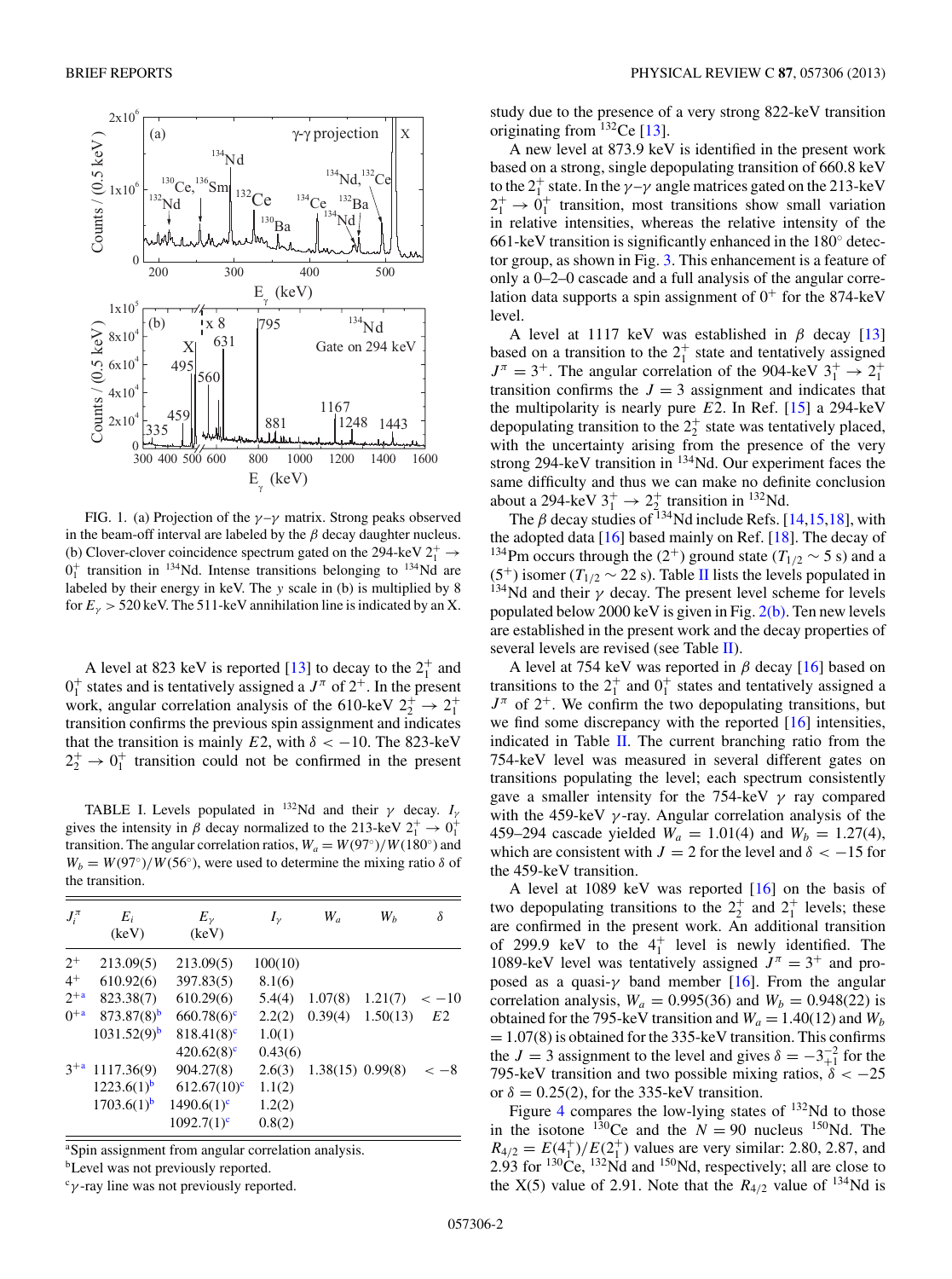FIG. 1. (a) Projection of the $\gamma$–$\gamma$ matrix. Strong peaks observed in the beam-off interval are labeled by the $\beta$ decay daughter nucleus. (b) Clover-clover coincidence spectrum gated on the 294-keV $2_1^+ \rightarrow 0_1^+$ transition in $^{134}$Nd. Intense transitions belonging to $^{134}$Nd are labeled by their energy in keV. The $y$ scale in (b) is multiplied by 8 for $E_\gamma > 520$ keV. The 511-keV annihilation line is indicated by an X.

A level at 823 keV is reported [13] to decay to the $2_1^+$ and $0_1^+$ states and is tentatively assigned a $J^\pi$ of $2^+$. In the present work, angular correlation analysis of the 610-keV $2_2^+ \rightarrow 2_1^+$ transition confirms the previous spin assignment and indicates that the transition is mainly $E2$, with $\delta < -10$. The 823-keV $2_2^+ \rightarrow 0_1^+$ transition could not be confirmed in the present study due to the presence of a very strong 822-keV transition originating from $^{132}$Ce [13].

TABLE I. Levels populated in $^{132}$Nd and their $\gamma$ decay. $I_\gamma$ gives the intensity in $\beta$ decay normalized to the 213-keV $2_1^+ \rightarrow 0_1^+$ transition. The angular correlation ratios, $W_a = W(97^\circ)/W(180^\circ)$ and $W_b = W(97^\circ)/W(56^\circ)$, were used to determine the mixing ratio $\delta$ of the transition.

| $J_i^\pi$ | $E_i$ (keV) | $E_\gamma$ (keV) | $I_\gamma$ | $W_a$ | $W_b$ | $\delta$ |
|---|---|---|---|---|---|---|
| $2^+$ | 213.09(5) | 213.09(5) | 100(10) | | | |
| $4^+$ | 610.92(6) | 397.83(5) | 8.1(6) | | | |
| $2^{+a}$ | 823.38(7) | 610.29(6) | 5.4(4) | 1.07(8) | 1.21(7) | $< -10$ |
| $0^{+a}$ | 873.87(8)[b] | 660.78(6)[c] | 2.2(2) | 0.39(4) | 1.50(13) | $E2$ |
| | 1031.52(9)[b] | 818.41(8)[c] | 1.0(1) | | | |
| | | 420.62(8)[c] | 0.43(6) | | | |
| $3^{+a}$ | 1117.36(9) | 904.27(8) | 2.6(3) | 1.38(15) | 0.99(8) | $< -8$ |
| | 1223.6(1)[b] | 612.67(10)[c] | 1.1(2) | | | |
| | 1703.6(1)[b] | 1490.6(1)[c] | 1.2(2) | | | |
| | | 1092.7(1)[c] | 0.8(2) | | | |

[a]Spin assignment from angular correlation analysis.
[b]Level was not previously reported.
[c]$\gamma$-ray line was not previously reported.

A new level at 873.9 keV is identified in the present work based on a strong, single depopulating transition of 660.8 keV to the $2_1^+$ state. In the $\gamma$–$\gamma$ angle matrices gated on the 213-keV $2_1^+ \rightarrow 0_1^+$ transition, most transitions show small variation in relative intensities, whereas the relative intensity of the 661-keV transition is significantly enhanced in the 180° detector group, as shown in Fig. 3. This enhancement is a feature of only a 0–2–0 cascade and a full analysis of the angular correlation data supports a spin assignment of $0^+$ for the 874-keV level.

A level at 1117 keV was established in $\beta$ decay [13] based on a transition to the $2_1^+$ state and tentatively assigned $J^\pi = 3^+$. The angular correlation of the 904-keV $3_1^+ \rightarrow 2_1^+$ transition confirms the $J = 3$ assignment and indicates that the multipolarity is nearly pure $E2$. In Ref. [15] a 294-keV depopulating transition to the $2_2^+$ state was tentatively placed, with the uncertainty arising from the presence of the very strong 294-keV transition in $^{134}$Nd. Our experiment faces the same difficulty and thus we can make no definite conclusion about a 294-keV $3_1^+ \rightarrow 2_2^+$ transition in $^{132}$Nd.

The $\beta$ decay studies of $^{134}$Nd include Refs. [14,15,18], with the adopted data [16] based mainly on Ref. [18]. The decay of $^{134}$Pm occurs through the $(2^+)$ ground state ($T_{1/2} \sim 5$ s) and a $(5^+)$ isomer ($T_{1/2} \sim 22$ s). Table II lists the levels populated in $^{134}$Nd and their $\gamma$ decay. The present level scheme for levels populated below 2000 keV is given in Fig. 2(b). Ten new levels are established in the present work and the decay properties of several levels are revised (see Table II).

A level at 754 keV was reported in $\beta$ decay [16] based on transitions to the $2_1^+$ and $0_1^+$ states and tentatively assigned a $J^\pi$ of $2^+$. We confirm the two depopulating transitions, but we find some discrepancy with the reported [16] intensities, indicated in Table II. The current branching ratio from the 754-keV level was measured in several different gates on transitions populating the level; each spectrum consistently gave a smaller intensity for the 754-keV $\gamma$ ray compared with the 459-keV $\gamma$-ray. Angular correlation analysis of the 459–294 cascade yielded $W_a = 1.01(4)$ and $W_b = 1.27(4)$, which are consistent with $J = 2$ for the level and $\delta < -15$ for the 459-keV transition.

A level at 1089 keV was reported [16] on the basis of two depopulating transitions to the $2_2^+$ and $2_1^+$ levels; these are confirmed in the present work. An additional transition of 299.9 keV to the $4_1^+$ level is newly identified. The 1089-keV level was tentatively assigned $J^\pi = 3^+$ and proposed as a quasi-$\gamma$ band member [16]. From the angular correlation analysis, $W_a = 0.995(36)$ and $W_b = 0.948(22)$ is obtained for the 795-keV transition and $W_a = 1.40(12)$ and $W_b = 1.07(8)$ is obtained for the 335-keV transition. This confirms the $J = 3$ assignment to the level and gives $\delta = -3^{-2}_{+1}$ for the 795-keV transition and two possible mixing ratios, $\delta < -25$ or $\delta = 0.25(2)$, for the 335-keV transition.

Figure 4 compares the low-lying states of $^{132}$Nd to those in the isotone $^{130}$Ce and the $N = 90$ nucleus $^{150}$Nd. The $R_{4/2} = E(4_1^+)/E(2_1^+)$ values are very similar: 2.80, 2.87, and 2.93 for $^{130}$Ce, $^{132}$Nd and $^{150}$Nd, respectively; all are close to the X(5) value of 2.91. Note that the $R_{4/2}$ value of $^{134}$Nd is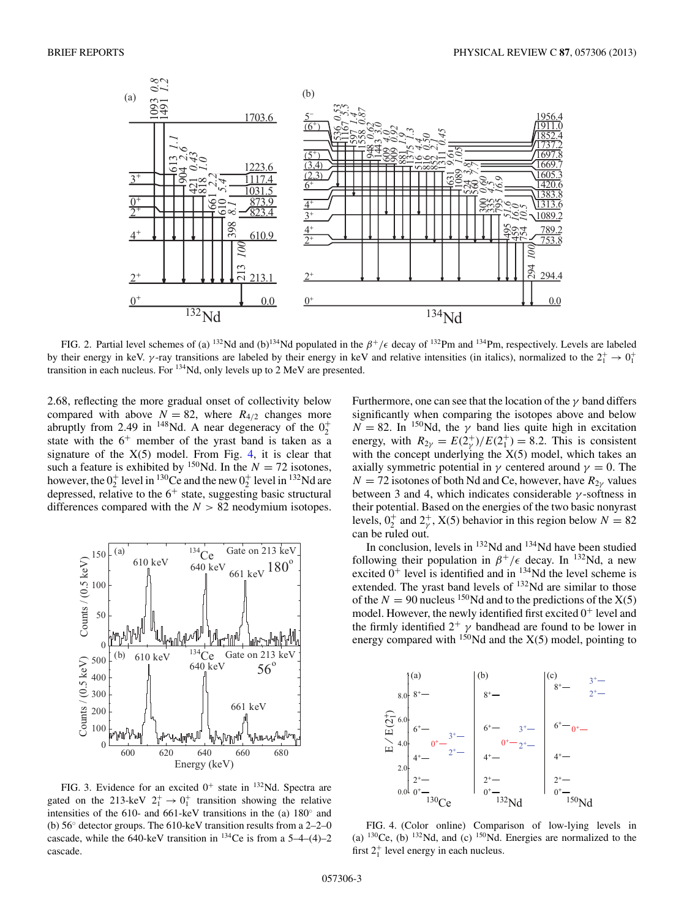FIG. 2. Partial level schemes of (a) $^{132}$Nd and (b) $^{134}$Nd populated in the $\beta^+/\epsilon$ decay of $^{132}$Pm and $^{134}$Pm, respectively. Levels are labeled by their energy in keV. $\gamma$-ray transitions are labeled by their energy in keV and relative intensities (in italics), normalized to the $2_1^+ \rightarrow 0_1^+$ transition in each nucleus. For $^{134}$Nd, only levels up to 2 MeV are presented.

2.68, reflecting the more gradual onset of collectivity below compared with above $N = 82$, where $R_{4/2}$ changes more abruptly from 2.49 in $^{148}$Nd. A near degeneracy of the $0_2^+$ state with the $6^+$ member of the yrast band is taken as a signature of the X(5) model. From Fig. 4, it is clear that such a feature is exhibited by $^{150}$Nd. In the $N = 72$ isotones, however, the $0_2^+$ level in $^{130}$Ce and the new $0_2^+$ level in $^{132}$Nd are depressed, relative to the $6^+$ state, suggesting basic structural differences compared with the $N > 82$ neodymium isotopes.

FIG. 3. Evidence for an excited $0^+$ state in $^{132}$Nd. Spectra are gated on the 213-keV $2_1^+ \rightarrow 0_1^+$ transition showing the relative intensities of the 610- and 661-keV transitions in the (a) 180° and (b) 56° detector groups. The 610-keV transition results from a 2–2–0 cascade, while the 640-keV transition in $^{134}$Ce is from a 5–4–(4)–2 cascade.

Furthermore, one can see that the location of the $\gamma$ band differs significantly when comparing the isotopes above and below $N = 82$. In $^{150}$Nd, the $\gamma$ band lies quite high in excitation energy, with $R_{2\gamma} = E(2_\gamma^+)/E(2_1^+) = 8.2$. This is consistent with the concept underlying the X(5) model, which takes an axially symmetric potential in $\gamma$ centered around $\gamma = 0$. The $N = 72$ isotones of both Nd and Ce, however, have $R_{2\gamma}$ values between 3 and 4, which indicates considerable $\gamma$-softness in their potential. Based on the energies of the two basic nonyrast levels, $0_2^+$ and $2_\gamma^+$, X(5) behavior in this region below $N = 82$ can be ruled out.

In conclusion, levels in $^{132}$Nd and $^{134}$Nd have been studied following their population in $\beta^+/\epsilon$ decay. In $^{132}$Nd, a new excited $0^+$ level is identified and in $^{134}$Nd the level scheme is extended. The yrast band levels of $^{132}$Nd are similar to those of the $N = 90$ nucleus $^{150}$Nd and to the predictions of the X(5) model. However, the newly identified first excited $0^+$ level and the firmly identified $2^+$ $\gamma$ bandhead are found to be lower in energy compared with $^{150}$Nd and the X(5) model, pointing to

FIG. 4. (Color online) Comparison of low-lying levels in (a) $^{130}$Ce, (b) $^{132}$Nd, and (c) $^{150}$Nd. Energies are normalized to the first $2_1^+$ level energy in each nucleus.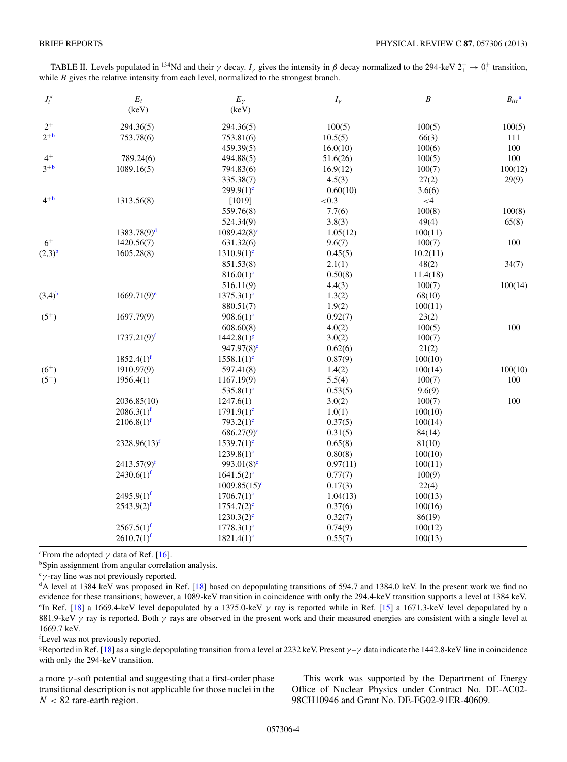TABLE II. Levels populated in $^{134}$Nd and their $\gamma$ decay. $I_\gamma$ gives the intensity in $\beta$ decay normalized to the 294-keV $2_1^+ \rightarrow 0_1^+$ transition, while $B$ gives the relative intensity from each level, normalized to the strongest branch.

| $J_i^\pi$ | $E_i$ (keV) | $E_\gamma$ (keV) | $I_\gamma$ | $B$ | $B_{lit}$ [a] |
|---|---|---|---|---|---|
| $2^+$ | 294.36(5) | 294.36(5) | 100(5) | 100(5) | 100(5) |
| $2^+$ [b] | 753.78(6) | 753.81(6) | 10.5(5) | 66(3) | 111 |
| | | 459.39(5) | 16.0(10) | 100(6) | 100 |
| $4^+$ | 789.24(6) | 494.88(5) | 51.6(26) | 100(5) | 100 |
| $3^+$ [b] | 1089.16(5) | 794.83(6) | 16.9(12) | 100(7) | 100(12) |
| | | 335.38(7) | 4.5(3) | 27(2) | 29(9) |
| | | 299.9(1) [c] | 0.60(10) | 3.6(6) | |
| $4^+$ [b] | 1313.56(8) | [1019] | <0.3 | <4 | |
| | | 559.76(8) | 7.7(6) | 100(8) | 100(8) |
| | | 524.34(9) | 3.8(3) | 49(4) | 65(8) |
| | 1383.78(9) [d] | 1089.42(8) [c] | 1.05(12) | 100(11) | |
| $6^+$ | 1420.56(7) | 631.32(6) | 9.6(7) | 100(7) | 100 |
| $(2,3)$ [b] | 1605.28(8) | 1310.9(1) [c] | 0.45(5) | 10.2(11) | |
| | | 851.53(8) | 2.1(1) | 48(2) | 34(7) |
| | | 816.0(1) [c] | 0.50(8) | 11.4(18) | |
| | | 516.11(9) | 4.4(3) | 100(7) | 100(14) |
| $(3,4)$ [b] | 1669.71(9) [e] | 1375.3(1) [c] | 1.3(2) | 68(10) | |
| | | 880.51(7) | 1.9(2) | 100(11) | |
| $(5^+)$ | 1697.79(9) | 908.6(1) [c] | 0.92(7) | 23(2) | |
| | | 608.60(8) | 4.0(2) | 100(5) | 100 |
| | 1737.21(9) [f] | 1442.8(1) [g] | 3.0(2) | 100(7) | |
| | | 947.97(8) [c] | 0.62(6) | 21(2) | |
| | 1852.4(1) [f] | 1558.1(1) [c] | 0.87(9) | 100(10) | |
| $(6^+)$ | 1910.97(9) | 597.41(8) | 1.4(2) | 100(14) | 100(10) |
| $(5^-)$ | 1956.4(1) | 1167.19(9) | 5.5(4) | 100(7) | 100 |
| | | 535.8(1) [c] | 0.53(5) | 9.6(9) | |
| | 2036.85(10) | 1247.6(1) | 3.0(2) | 100(7) | 100 |
| | 2086.3(1) [f] | 1791.9(1) [c] | 1.0(1) | 100(10) | |
| | 2106.8(1) [f] | 793.2(1) [c] | 0.37(5) | 100(14) | |
| | | 686.27(9) [c] | 0.31(5) | 84(14) | |
| | 2328.96(13) [f] | 1539.7(1) [c] | 0.65(8) | 81(10) | |
| | | 1239.8(1) [c] | 0.80(8) | 100(10) | |
| | 2413.57(9) [f] | 993.01(8) [c] | 0.97(11) | 100(11) | |
| | 2430.6(1) [f] | 1641.5(2) [c] | 0.77(7) | 100(9) | |
| | | 1009.85(15) [c] | 0.17(3) | 22(4) | |
| | 2495.9(1) [f] | 1706.7(1) [c] | 1.04(13) | 100(13) | |
| | 2543.9(2) [f] | 1754.7(2) [c] | 0.37(6) | 100(16) | |
| | | 1230.3(2) [c] | 0.32(7) | 86(19) | |
| | 2567.5(1) [f] | 1778.3(1) [c] | 0.74(9) | 100(12) | |
| | 2610.7(1) [f] | 1821.4(1) [c] | 0.55(7) | 100(13) | |

[a] From the adopted $\gamma$ data of Ref. [16].

[b] Spin assignment from angular correlation analysis.

[c] $\gamma$-ray line was not previously reported.

[d] A level at 1384 keV was proposed in Ref. [18] based on depopulating transitions of 594.7 and 1384.0 keV. In the present work we find no evidence for these transitions; however, a 1089-keV transition in coincidence with only the 294.4-keV transition supports a level at 1384 keV.

[e] In Ref. [18] a 1669.4-keV level depopulated by a 1375.0-keV $\gamma$ ray is reported while in Ref. [15] a 1671.3-keV level depopulated by a 881.9-keV $\gamma$ ray is reported. Both $\gamma$ rays are observed in the present work and their measured energies are consistent with a single level at 1669.7 keV.

[f] Level was not previously reported.

[g] Reported in Ref. [18] as a single depopulating transition from a level at 2232 keV. Present $\gamma$–$\gamma$ data indicate the 1442.8-keV line in coincidence with only the 294-keV transition.

a more $\gamma$-soft potential and suggesting that a first-order phase transitional description is not applicable for those nuclei in the $N < 82$ rare-earth region.

This work was supported by the Department of Energy Office of Nuclear Physics under Contract No. DE-AC02-98CH10946 and Grant No. DE-FG02-91ER-40609.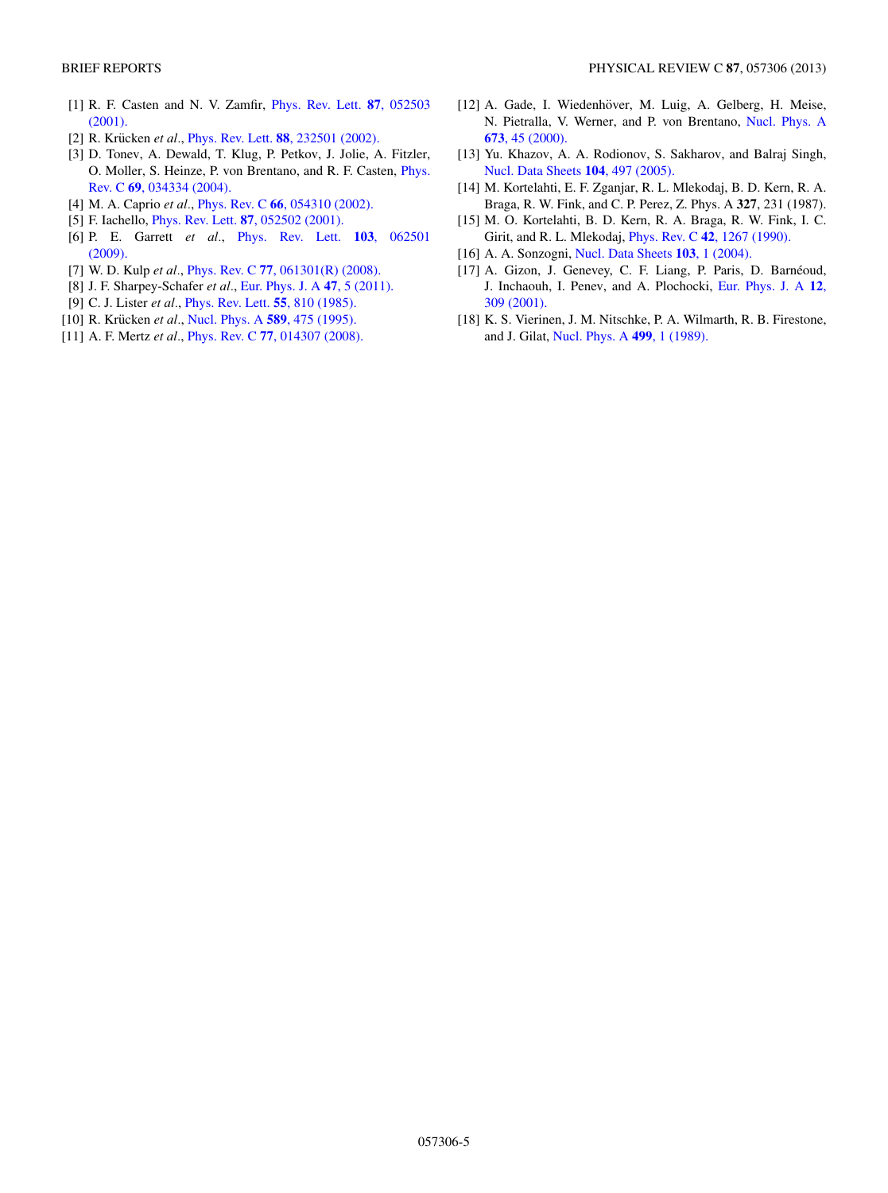[1] R. F. Casten and N. V. Zamfir, Phys. Rev. Lett. **87**, 052503 (2001).

[2] R. Krücken *et al.*, Phys. Rev. Lett. **88**, 232501 (2002).

[3] D. Tonev, A. Dewald, T. Klug, P. Petkov, J. Jolie, A. Fitzler, O. Moller, S. Heinze, P. von Brentano, and R. F. Casten, Phys. Rev. C **69**, 034334 (2004).

[4] M. A. Caprio *et al.*, Phys. Rev. C **66**, 054310 (2002).

[5] F. Iachello, Phys. Rev. Lett. **87**, 052502 (2001).

[6] P. E. Garrett *et al.*, Phys. Rev. Lett. **103**, 062501 (2009).

[7] W. D. Kulp *et al.*, Phys. Rev. C **77**, 061301(R) (2008).

[8] J. F. Sharpey-Schafer *et al.*, Eur. Phys. J. A **47**, 5 (2011).

[9] C. J. Lister *et al.*, Phys. Rev. Lett. **55**, 810 (1985).

[10] R. Krücken *et al.*, Nucl. Phys. A **589**, 475 (1995).

[11] A. F. Mertz *et al.*, Phys. Rev. C **77**, 014307 (2008).

[12] A. Gade, I. Wiedenhöver, M. Luig, A. Gelberg, H. Meise, N. Pietralla, V. Werner, and P. von Brentano, Nucl. Phys. A **673**, 45 (2000).

[13] Yu. Khazov, A. A. Rodionov, S. Sakharov, and Balraj Singh, Nucl. Data Sheets **104**, 497 (2005).

[14] M. Kortelahti, E. F. Zganjar, R. L. Mlekodaj, B. D. Kern, R. A. Braga, R. W. Fink, and C. P. Perez, Z. Phys. A **327**, 231 (1987).

[15] M. O. Kortelahti, B. D. Kern, R. A. Braga, R. W. Fink, I. C. Girit, and R. L. Mlekodaj, Phys. Rev. C **42**, 1267 (1990).

[16] A. A. Sonzogni, Nucl. Data Sheets **103**, 1 (2004).

[17] A. Gizon, J. Genevey, C. F. Liang, P. Paris, D. Barnéoud, J. Inchaouh, I. Penev, and A. Plochocki, Eur. Phys. J. A **12**, 309 (2001).

[18] K. S. Vierinen, J. M. Nitschke, P. A. Wilmarth, R. B. Firestone, and J. Gilat, Nucl. Phys. A **499**, 1 (1989).